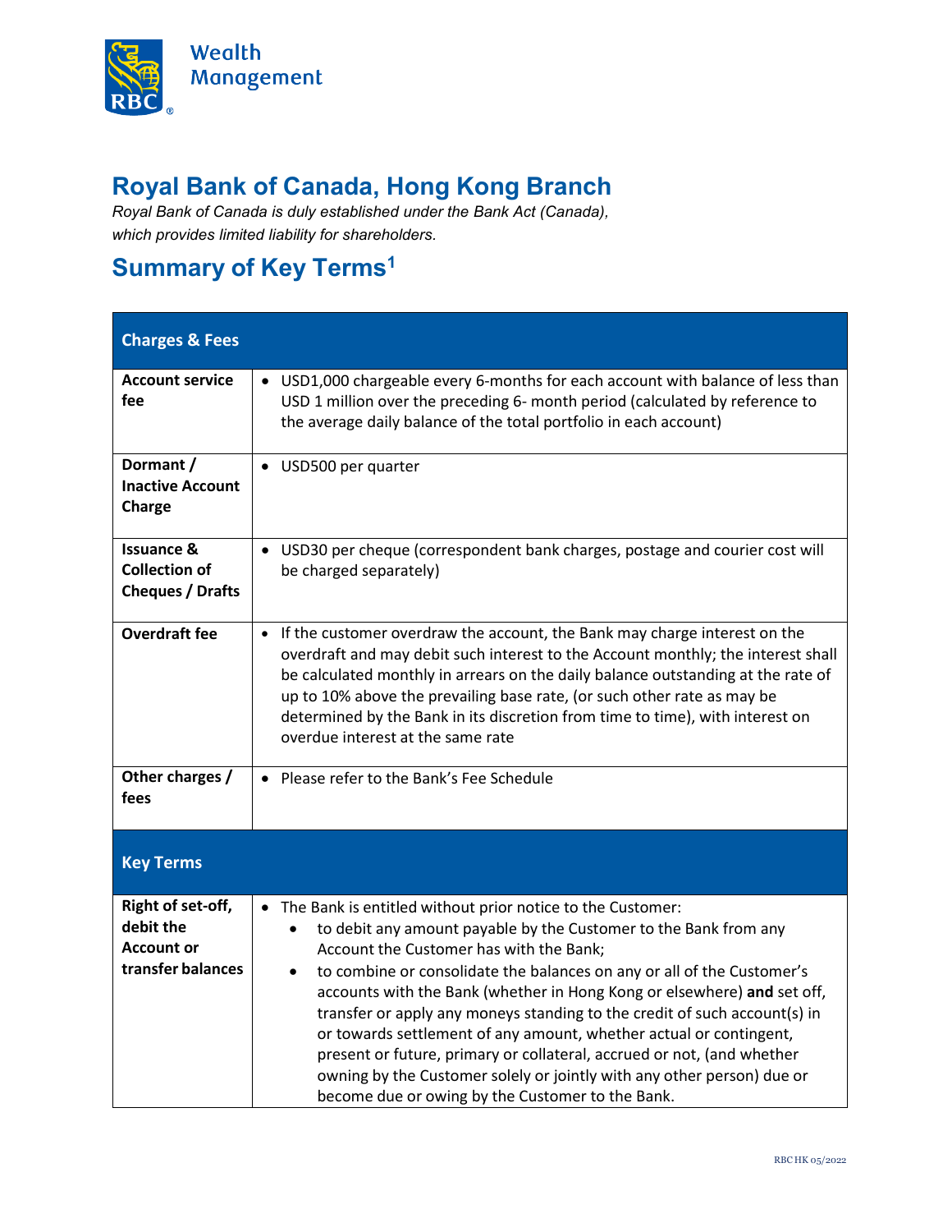Wealth Management

# Royal Bank of Canada, Hong Kong Branch

*Royal Bank of Canada is duly established under the Bank Act (Canada), which provides limited liability for shareholders.*

## Summary of Key Terms[1]

| Charges & Fees | |
|---|---|
| **Account service fee** | • USD1,000 chargeable every 6-months for each account with balance of less than USD 1 million over the preceding 6- month period (calculated by reference to the average daily balance of the total portfolio in each account) |
| **Dormant / Inactive Account Charge** | • USD500 per quarter |
| **Issuance & Collection of Cheques / Drafts** | • USD30 per cheque (correspondent bank charges, postage and courier cost will be charged separately) |
| **Overdraft fee** | • If the customer overdraw the account, the Bank may charge interest on the overdraft and may debit such interest to the Account monthly; the interest shall be calculated monthly in arrears on the daily balance outstanding at the rate of up to 10% above the prevailing base rate, (or such other rate as may be determined by the Bank in its discretion from time to time), with interest on overdue interest at the same rate |
| **Other charges / fees** | • Please refer to the Bank's Fee Schedule |
| **Key Terms** | |
| **Right of set-off, debit the Account or transfer balances** | • The Bank is entitled without prior notice to the Customer:<br>• to debit any amount payable by the Customer to the Bank from any Account the Customer has with the Bank;<br>• to combine or consolidate the balances on any or all of the Customer's accounts with the Bank (whether in Hong Kong or elsewhere) **and** set off, transfer or apply any moneys standing to the credit of such account(s) in or towards settlement of any amount, whether actual or contingent, present or future, primary or collateral, accrued or not, (and whether owning by the Customer solely or jointly with any other person) due or become due or owing by the Customer to the Bank. |

RBC HK 05/2022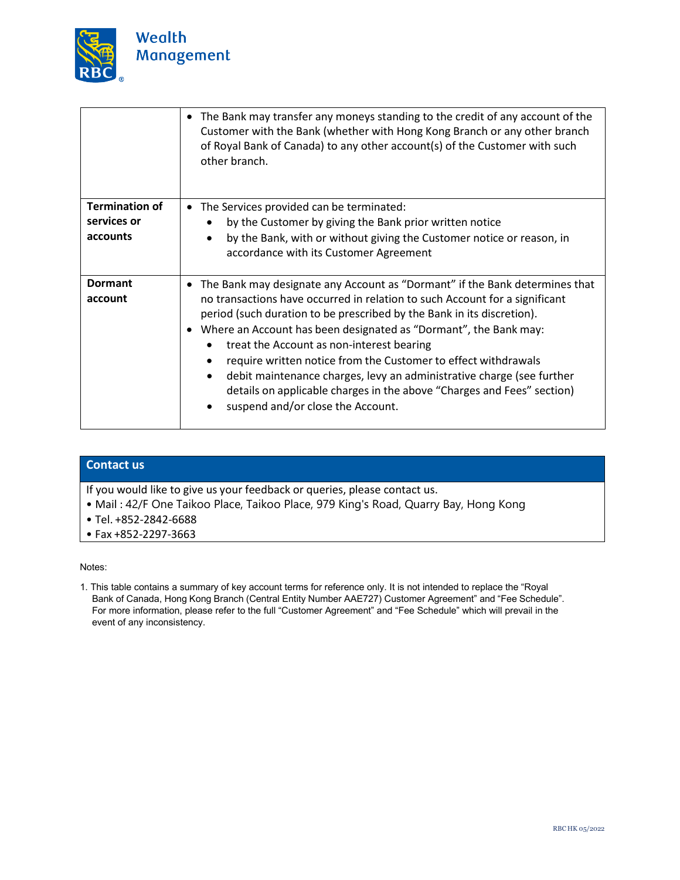| | |
|---|---|
| | • The Bank may transfer any moneys standing to the credit of any account of the Customer with the Bank (whether with Hong Kong Branch or any other branch of Royal Bank of Canada) to any other account(s) of the Customer with such other branch. |
| **Termination of services or accounts** | • The Services provided can be terminated:<br>  • by the Customer by giving the Bank prior written notice<br>  • by the Bank, with or without giving the Customer notice or reason, in accordance with its Customer Agreement |
| **Dormant account** | • The Bank may designate any Account as "Dormant" if the Bank determines that no transactions have occurred in relation to such Account for a significant period (such duration to be prescribed by the Bank in its discretion).<br>• Where an Account has been designated as "Dormant", the Bank may:<br>  • treat the Account as non-interest bearing<br>  • require written notice from the Customer to effect withdrawals<br>  • debit maintenance charges, levy an administrative charge (see further details on applicable charges in the above "Charges and Fees" section)<br>  • suspend and/or close the Account. |

## Contact us

If you would like to give us your feedback or queries, please contact us.

- Mail : 42/F One Taikoo Place, Taikoo Place, 979 King's Road, Quarry Bay, Hong Kong
- Tel. +852-2842-6688
- Fax +852-2297-3663

Notes:

1. This table contains a summary of key account terms for reference only. It is not intended to replace the "Royal Bank of Canada, Hong Kong Branch (Central Entity Number AAE727) Customer Agreement" and "Fee Schedule". For more information, please refer to the full "Customer Agreement" and "Fee Schedule" which will prevail in the event of any inconsistency.

RBC HK 05/2022